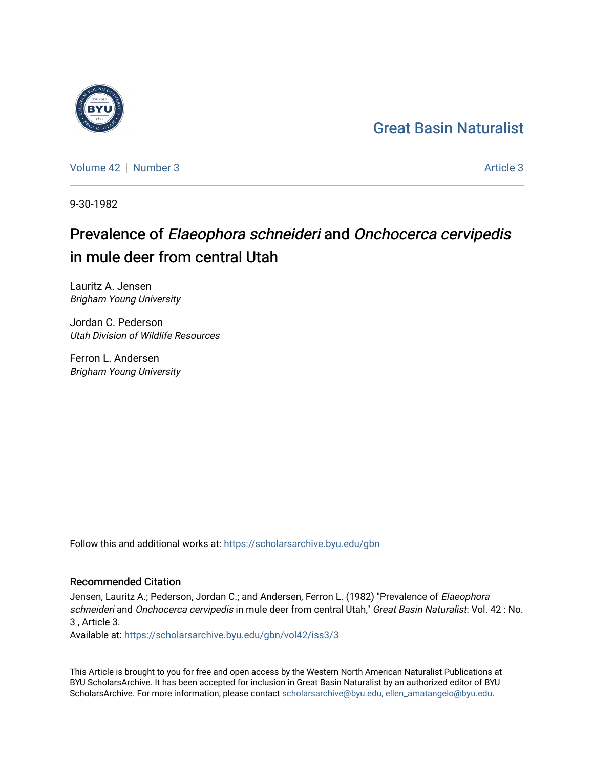Great Basin Naturalist

Volume 42 | Number 3 Article 3

9-30-1982

# Prevalence of *Elaeophora schneideri* and *Onchocerca cervipedis* in mule deer from central Utah

Lauritz A. Jensen
*Brigham Young University*

Jordan C. Pederson
*Utah Division of Wildlife Resources*

Ferron L. Andersen
*Brigham Young University*

Follow this and additional works at: https://scholarsarchive.byu.edu/gbn

## Recommended Citation

Jensen, Lauritz A.; Pederson, Jordan C.; and Andersen, Ferron L. (1982) "Prevalence of *Elaeophora schneideri* and *Onchocerca cervipedis* in mule deer from central Utah," *Great Basin Naturalist*: Vol. 42 : No. 3 , Article 3.
Available at: https://scholarsarchive.byu.edu/gbn/vol42/iss3/3

This Article is brought to you for free and open access by the Western North American Naturalist Publications at BYU ScholarsArchive. It has been accepted for inclusion in Great Basin Naturalist by an authorized editor of BYU ScholarsArchive. For more information, please contact scholarsarchive@byu.edu, ellen_amatangelo@byu.edu.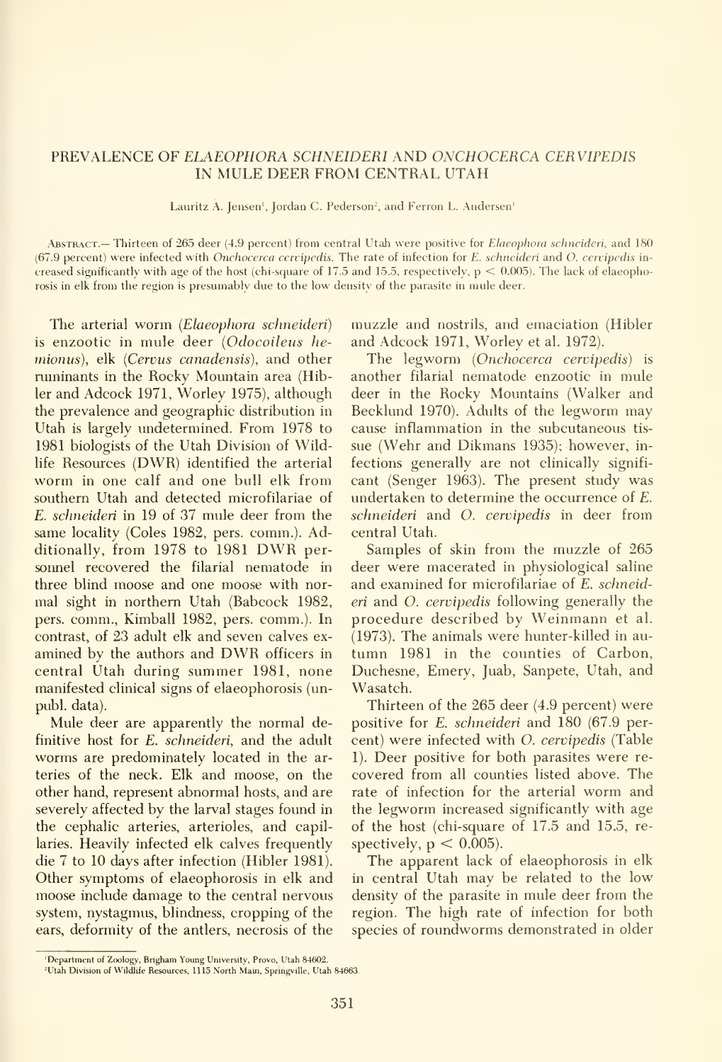# PREVALENCE OF *ELAEOPHORA SCHNEIDERI* AND *ONCHOCERCA CERVIPEDIS* IN MULE DEER FROM CENTRAL UTAH

Lauritz A. Jensen[1], Jordan C. Pederson[2], and Ferron L. Andersen[1]

ABSTRACT.— Thirteen of 265 deer (4.9 percent) from central Utah were positive for *Elaeophora schneideri*, and 180 (67.9 percent) were infected with *Onchocerca cervipedis*. The rate of infection for *E. schneideri* and *O. cervipedis* increased significantly with age of the host (chi-square of 17.5 and 15.5, respectively, $p < 0.005$). The lack of elaeophorosis in elk from the region is presumably due to the low density of the parasite in mule deer.

The arterial worm (*Elaeophora schneideri*) is enzootic in mule deer (*Odocoileus hemionus*), elk (*Cervus canadensis*), and other ruminants in the Rocky Mountain area (Hibler and Adcock 1971, Worley 1975), although the prevalence and geographic distribution in Utah is largely undetermined. From 1978 to 1981 biologists of the Utah Division of Wildlife Resources (DWR) identified the arterial worm in one calf and one bull elk from southern Utah and detected microfilariae of *E. schneideri* in 19 of 37 mule deer from the same locality (Coles 1982, pers. comm.). Additionally, from 1978 to 1981 DWR personnel recovered the filarial nematode in three blind moose and one moose with normal sight in northern Utah (Babcock 1982, pers. comm., Kimball 1982, pers. comm.). In contrast, of 23 adult elk and seven calves examined by the authors and DWR officers in central Utah during summer 1981, none manifested clinical signs of elaeophorosis (unpubl. data).

Mule deer are apparently the normal definitive host for *E. schneideri*, and the adult worms are predominately located in the arteries of the neck. Elk and moose, on the other hand, represent abnormal hosts, and are severely affected by the larval stages found in the cephalic arteries, arterioles, and capillaries. Heavily infected elk calves frequently die 7 to 10 days after infection (Hibler 1981). Other symptoms of elaeophorosis in elk and moose include damage to the central nervous system, nystagmus, blindness, cropping of the ears, deformity of the antlers, necrosis of the muzzle and nostrils, and emaciation (Hibler and Adcock 1971, Worley et al. 1972).

The legworm (*Onchocerca cervipedis*) is another filarial nematode enzootic in mule deer in the Rocky Mountains (Walker and Becklund 1970). Adults of the legworm may cause inflammation in the subcutaneous tissue (Wehr and Dikmans 1935); however, infections generally are not clinically significant (Senger 1963). The present study was undertaken to determine the occurrence of *E. schneideri* and *O. cervipedis* in deer from central Utah.

Samples of skin from the muzzle of 265 deer were macerated in physiological saline and examined for microfilariae of *E. schneideri* and *O. cervipedis* following generally the procedure described by Weinmann et al. (1973). The animals were hunter-killed in autumn 1981 in the counties of Carbon, Duchesne, Emery, Juab, Sanpete, Utah, and Wasatch.

Thirteen of the 265 deer (4.9 percent) were positive for *E. schneideri* and 180 (67.9 percent) were infected with *O. cervipedis* (Table 1). Deer positive for both parasites were recovered from all counties listed above. The rate of infection for the arterial worm and the legworm increased significantly with age of the host (chi-square of 17.5 and 15.5, respectively, $p < 0.005$).

The apparent lack of elaeophorosis in elk in central Utah may be related to the low density of the parasite in mule deer from the region. The high rate of infection for both species of roundworms demonstrated in older

[1]Department of Zoology, Brigham Young University, Provo, Utah 84602.
[2]Utah Division of Wildlife Resources, 1115 North Main, Springville, Utah 84663.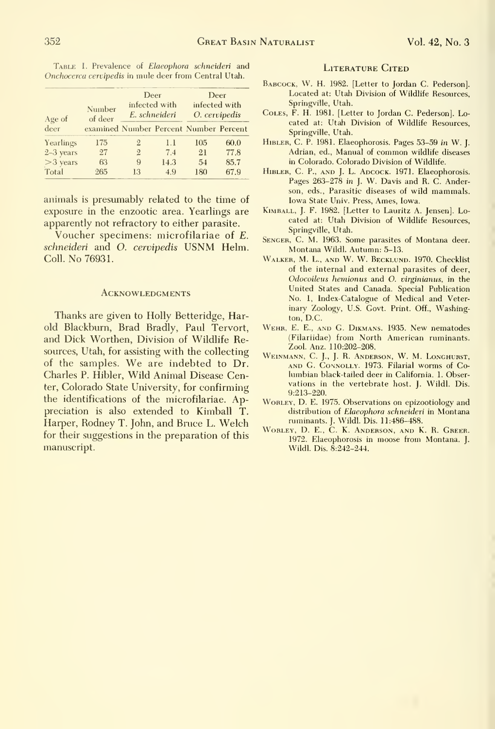Table 1. Prevalence of *Elaeophora schneideri* and *Onchocerca cervipedis* in mule deer from Central Utah.

| Age of deer | Number of deer examined | Deer infected with *E. schneideri* | | Deer infected with *O. cervipedis* | |
|---|---|---|---|---|---|
| | | Number | Percent | Number | Percent |
| Yearlings | 175 | 2 | 1.1 | 105 | 60.0 |
| 2–3 years | 27 | 2 | 7.4 | 21 | 77.8 |
| >3 years | 63 | 9 | 14.3 | 54 | 85.7 |
| Total | 265 | 13 | 4.9 | 180 | 67.9 |

animals is presumably related to the time of exposure in the enzootic area. Yearlings are apparently not refractory to either parasite.

Voucher specimens: microfilariae of *E. schneideri* and *O. cervipedis* USNM Helm. Coll. No 76931.

## Acknowledgments

Thanks are given to Holly Betteridge, Harold Blackburn, Brad Bradly, Paul Tervort, and Dick Worthen, Division of Wildlife Resources, Utah, for assisting with the collecting of the samples. We are indebted to Dr. Charles P. Hibler, Wild Animal Disease Center, Colorado State University, for confirming the identifications of the microfilariae. Appreciation is also extended to Kimball T. Harper, Rodney T. John, and Bruce L. Welch for their suggestions in the preparation of this manuscript.

## Literature Cited

Babcock, W. H. 1982. [Letter to Jordan C. Pederson]. Located at: Utah Division of Wildlife Resources, Springville, Utah.

Coles, F. H. 1981. [Letter to Jordan C. Pederson]. Located at: Utah Division of Wildlife Resources, Springville, Utah.

Hibler, C. P. 1981. Elaeophorosis. Pages 53–59 *in* W. J. Adrian, ed., Manual of common wildlife diseases in Colorado. Colorado Division of Wildlife.

Hibler, C. P., and J. L. Adcock. 1971. Elaeophorosis. Pages 263–278 *in* J. W. Davis and R. C. Anderson, eds., Parasitic diseases of wild mammals. Iowa State Univ. Press, Ames, Iowa.

Kimball, J. F. 1982. [Letter to Lauritz A. Jensen]. Located at: Utah Division of Wildlife Resources, Springville, Utah.

Senger, C. M. 1963. Some parasites of Montana deer. Montana Wildl. Autumn: 5–13.

Walker, M. L., and W. W. Becklund. 1970. Checklist of the internal and external parasites of deer, *Odocoileus hemionus* and *O. virginianus*, in the United States and Canada. Special Publication No. 1, Index-Catalogue of Medical and Veterinary Zoology, U.S. Govt. Print. Off., Washington, D.C.

Wehr, E. E., and G. Dikmans. 1935. New nematodes (Filariidae) from North American ruminants. Zool. Anz. 110:202–208.

Weinmann, C. J., J. R. Anderson, W. M. Longhurst, and G. Connolly. 1973. Filarial worms of Columbian black-tailed deer in California. 1. Observations in the vertebrate host. J. Wildl. Dis. 9:213–220.

Worley, D. E. 1975. Observations on epizootiology and distribution of *Elaeophora schneideri* in Montana ruminants. J. Wildl. Dis. 11:486–488.

Worley, D. E., C. K. Anderson, and K. R. Greer. 1972. Elaeophorosis in moose from Montana. J. Wildl. Dis. 8:242–244.